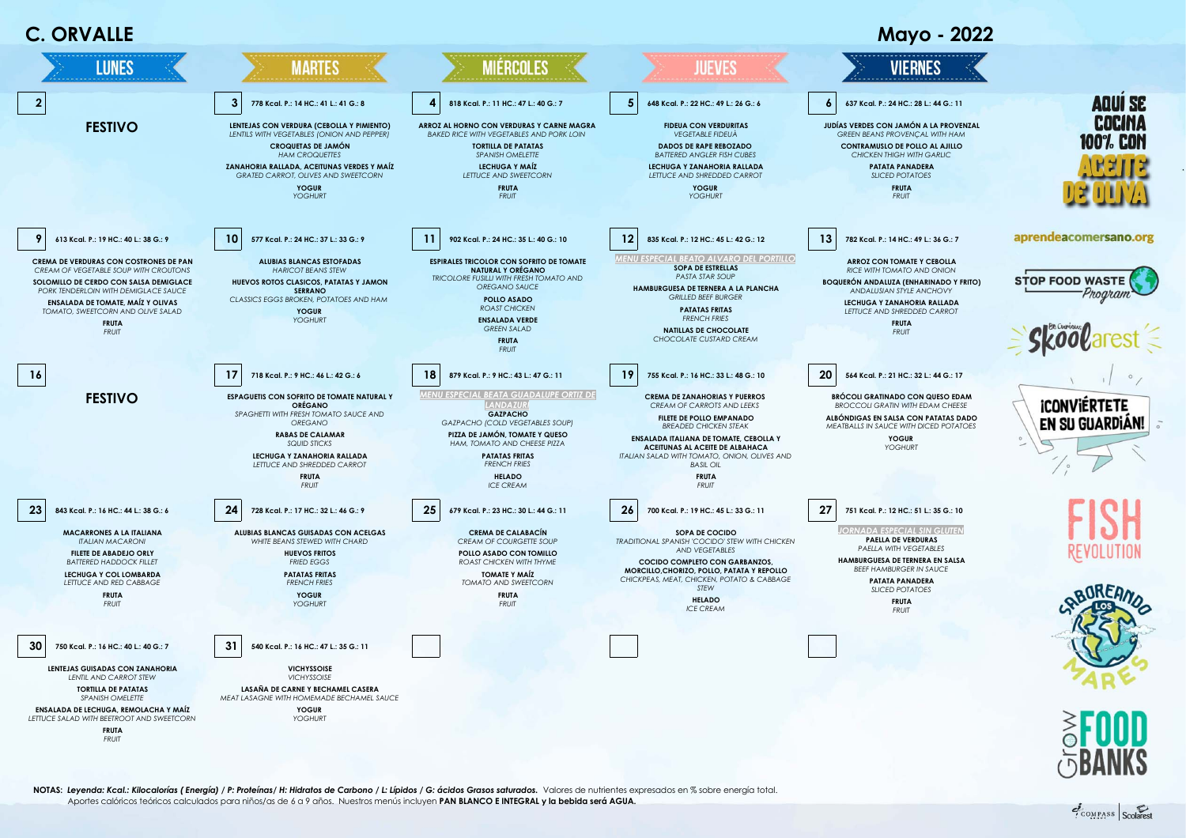# C. ORVALLE

## Mayo - 2022

| LUNES | MARTES | MIÉRCOLES | JUEVES | VIERNES |
|---|---|---|---|---|
| **2**<br><br>**FESTIVO** | **3** 778 Kcal. P.: 14 HC.: 41 L.: 41 G.: 8<br><br>**LENTEJAS CON VERDURA (CEBOLLA Y PIMIENTO)**<br>*LENTILS WITH VEGETABLES (ONION AND PEPPER)*<br>**CROQUETAS DE JAMÓN**<br>*HAM CROQUETTES*<br>**ZANAHORIA RALLADA, ACEITUNAS VERDES Y MAÍZ**<br>*GRATED CARROT, OLIVES AND SWEETCORN*<br>**YOGUR**<br>*YOGHURT* | **4** 818 Kcal. P.: 11 HC.: 47 L.: 40 G.: 7<br><br>**ARROZ AL HORNO CON VERDURAS Y CARNE MAGRA**<br>*BAKED RICE WITH VEGETABLES AND PORK LOIN*<br>**TORTILLA DE PATATAS**<br>*SPANISH OMELETTE*<br>**LECHUGA Y MAÍZ**<br>*LETTUCE AND SWEETCORN*<br>**FRUTA**<br>*FRUIT* | **5** 648 Kcal. P.: 22 HC.: 49 L.: 26 G.: 6<br><br>**FIDEUA CON VERDURITAS**<br>*VEGETABLE FIDEUÁ*<br>**DADOS DE RAPE REBOZADO**<br>*BATTERED ANGLER FISH CUBES*<br>**LECHUGA Y ZANAHORIA RALLADA**<br>*LETTUCE AND SHREDDED CARROT*<br>**YOGUR**<br>*YOGHURT* | **6** 637 Kcal. P.: 24 HC.: 28 L.: 44 G.: 11<br><br>**JUDÍAS VERDES CON JAMÓN A LA PROVENZAL**<br>*GREEN BEANS PROVENÇAL WITH HAM*<br>**CONTRAMUSLO DE POLLO AL AJILLO**<br>*CHICKEN THIGH WITH GARLIC*<br>**PATATA PANADERA**<br>*SLICED POTATOES*<br>**FRUTA**<br>*FRUIT* |
| **9** 613 Kcal. P.: 19 HC.: 40 L.: 38 G.: 9<br><br>**CREMA DE VERDURAS CON COSTRONES DE PAN**<br>*CREAM OF VEGETABLE SOUP WITH CROUTONS*<br>**SOLOMILLO DE CERDO CON SALSA DEMIGLACE**<br>*PORK TENDERLOIN WITH DEMIGLACE SAUCE*<br>**ENSALADA DE TOMATE, MAÍZ Y OLIVAS**<br>*TOMATO, SWEETCORN AND OLIVE SALAD*<br>**FRUTA**<br>*FRUIT* | **10** 577 Kcal. P.: 24 HC.: 37 L.: 33 G.: 9<br><br>**ALUBIAS BLANCAS ESTOFADAS**<br>*HARICOT BEANS STEW*<br>**HUEVOS ROTOS CLASICOS, PATATAS Y JAMON SERRANO**<br>*CLASSICS EGGS BROKEN, POTATOES AND HAM*<br>**YOGUR**<br>*YOGHURT* | **11** 902 Kcal. P.: 24 HC.: 35 L.: 40 G.: 10<br><br>**ESPIRALES TRICOLOR CON SOFRITO DE TOMATE NATURAL Y ORÉGANO**<br>*TRICOLORE FUSILLI WITH FRESH TOMATO AND OREGANO SAUCE*<br>**POLLO ASADO**<br>*ROAST CHICKEN*<br>**ENSALADA VERDE**<br>*GREEN SALAD*<br>**FRUTA**<br>*FRUIT* | **12** 835 Kcal. P.: 12 HC.: 45 L.: 42 G.: 12<br><br>*MENU ESPECIAL BEATO ALVARO DEL PORTILLO*<br>**SOPA DE ESTRELLAS**<br>*PASTA STAR SOUP*<br>**HAMBURGUESA DE TERNERA A LA PLANCHA**<br>*GRILLED BEEF BURGER*<br>**PATATAS FRITAS**<br>*FRENCH FRIES*<br>**NATILLAS DE CHOCOLATE**<br>*CHOCOLATE CUSTARD CREAM* | **13** 782 Kcal. P.: 14 HC.: 49 L.: 36 G.: 7<br><br>**ARROZ CON TOMATE Y CEBOLLA**<br>*RICE WITH TOMATO AND ONION*<br>**BOQUERÓN ANDALUZA (ENHARINADO Y FRITO)**<br>*ANDALUSIAN STYLE ANCHOVY*<br>**LECHUGA Y ZANAHORIA RALLADA**<br>*LETTUCE AND SHREDDED CARROT*<br>**FRUTA**<br>*FRUIT* |
| **16**<br><br>**FESTIVO** | **17** 718 Kcal. P.: 9 HC.: 46 L.: 42 G.: 6<br><br>**ESPAGUETIS CON SOFRITO DE TOMATE NATURAL Y ORÉGANO**<br>*SPAGHETTI WITH FRESH TOMATO SAUCE AND OREGANO*<br>**RABAS DE CALAMAR**<br>*SQUID STICKS*<br>**LECHUGA Y ZANAHORIA RALLADA**<br>*LETTUCE AND SHREDDED CARROT*<br>**FRUTA**<br>*FRUIT* | **18** 879 Kcal. P.: 9 HC.: 43 L.: 47 G.: 11<br><br>*MENU ESPECIAL BEATA GUADALUPE ORTIZ DE LANDAZURI*<br>**GAZPACHO**<br>*GAZPACHO (COLD VEGETABLES SOUP)*<br>**PIZZA DE JAMÓN, TOMATE Y QUESO**<br>*HAM, TOMATO AND CHEESE PIZZA*<br>**PATATAS FRITAS**<br>*FRENCH FRIES*<br>**HELADO**<br>*ICE CREAM* | **19** 755 Kcal. P.: 16 HC.: 33 L.: 48 G.: 10<br><br>**CREMA DE ZANAHORIAS Y PUERROS**<br>*CREAM OF CARROTS AND LEEKS*<br>**FILETE DE POLLO EMPANADO**<br>*BREADED CHICKEN STEAK*<br>**ENSALADA ITALIANA DE TOMATE, CEBOLLA Y ACEITUNAS AL ACEITE DE ALBAHACA**<br>*ITALIAN SALAD WITH TOMATO, ONION, OLIVES AND BASIL OIL*<br>**FRUTA**<br>*FRUIT* | **20** 564 Kcal. P.: 21 HC.: 32 L.: 44 G.: 17<br><br>**BRÓCOLI GRATINADO CON QUESO EDAM**<br>*BROCCOLI GRATIN WITH EDAM CHEESE*<br>**ALBÓNDIGAS EN SALSA CON PATATAS DADO**<br>*MEATBALLS IN SAUCE WITH DICED POTATOES*<br>**YOGUR**<br>*YOGHURT* |
| **23** 843 Kcal. P.: 16 HC.: 44 L.: 38 G.: 6<br><br>**MACARRONES A LA ITALIANA**<br>*ITALIAN MACARONI*<br>**FILETE DE ABADEJO ORLY**<br>*BATTERED HADDOCK FILLET*<br>**LECHUGA Y COL LOMBARDA**<br>*LETTUCE AND RED CABBAGE*<br>**FRUTA**<br>*FRUIT* | **24** 728 Kcal. P.: 17 HC.: 32 L.: 46 G.: 9<br><br>**ALUBIAS BLANCAS GUISADAS CON ACELGAS**<br>*WHITE BEANS STEWED WITH CHARD*<br>**HUEVOS FRITOS**<br>*FRIED EGGS*<br>**PATATAS FRITAS**<br>*FRENCH FRIES*<br>**YOGUR**<br>*YOGHURT* | **25** 679 Kcal. P.: 23 HC.: 30 L.: 44 G.: 11<br><br>**CREMA DE CALABACÍN**<br>*CREAM OF COURGETTE SOUP*<br>**POLLO ASADO CON TOMILLO**<br>*ROAST CHICKEN WITH THYME*<br>**TOMATE Y MAÍZ**<br>*TOMATO AND SWEETCORN*<br>**FRUTA**<br>*FRUIT* | **26** 700 Kcal. P.: 19 HC.: 45 L.: 33 G.: 11<br><br>**SOPA DE COCIDO**<br>*TRADITIONAL SPANISH 'COCIDO' STEW WITH CHICKEN AND VEGETABLES*<br>**COCIDO COMPLETO CON GARBANZOS, MORCILLO,CHORIZO, POLLO, PATATA Y REPOLLO**<br>*CHICKPEAS, MEAT, CHICKEN, POTATO & CABBAGE STEW*<br>**HELADO**<br>*ICE CREAM* | **27** 751 Kcal. P.: 12 HC.: 51 L.: 35 G.: 10<br><br>*JORNADA ESPECIAL SIN GLUTEN*<br>**PAELLA DE VERDURAS**<br>*PAELLA WITH VEGETABLES*<br>**HAMBURGUESA DE TERNERA EN SALSA**<br>*BEEF HAMBURGER IN SAUCE*<br>**PATATA PANADERA**<br>*SLICED POTATOES*<br>**FRUTA**<br>*FRUIT* |
| **30** 750 Kcal. P.: 16 HC.: 40 L.: 40 G.: 7<br><br>**LENTEJAS GUISADAS CON ZANAHORIA**<br>*LENTIL AND CARROT STEW*<br>**TORTILLA DE PATATAS**<br>*SPANISH OMELETTE*<br>**ENSALADA DE LECHUGA, REMOLACHA Y MAÍZ**<br>*LETTUCE SALAD WITH BEETROOT AND SWEETCORN*<br>**FRUTA**<br>*FRUIT* | **31** 540 Kcal. P.: 16 HC.: 47 L.: 35 G.: 11<br><br>**VICHYSSOISE**<br>*VICHYSSOISE*<br>**LASAÑA DE CARNE Y BECHAMEL CASERA**<br>*MEAT LASAGNE WITH HOMEMADE BECHAMEL SAUCE*<br>**YOGUR**<br>*YOGHURT* | | | |

AQUÍ SE COCINA 100% CON ACEITE DE OLIVA

aprendeacomersano.org

STOP FOOD WASTE Program

Be Curious Skoolarest

¡CONVIÉRTETE EN SU GUARDIÁN!

FISH REVOLUTION

SABOREANDO LOS MARES

Grow FOOD BANKS

**NOTAS:** ***Leyenda: Kcal.: Kilocalorías ( Energía) / P: Proteínas/ H: Hidratos de Carbono / L: Lípidos / G: ácidos Grasos saturados.*** Valores de nutrientes expresados en % sobre energía total.
Aportes calóricos teóricos calculados para niños/as de 6 a 9 años. Nuestros menús incluyen **PAN BLANCO E INTEGRAL y la bebida será AGUA.**

COMPASS | Scolarest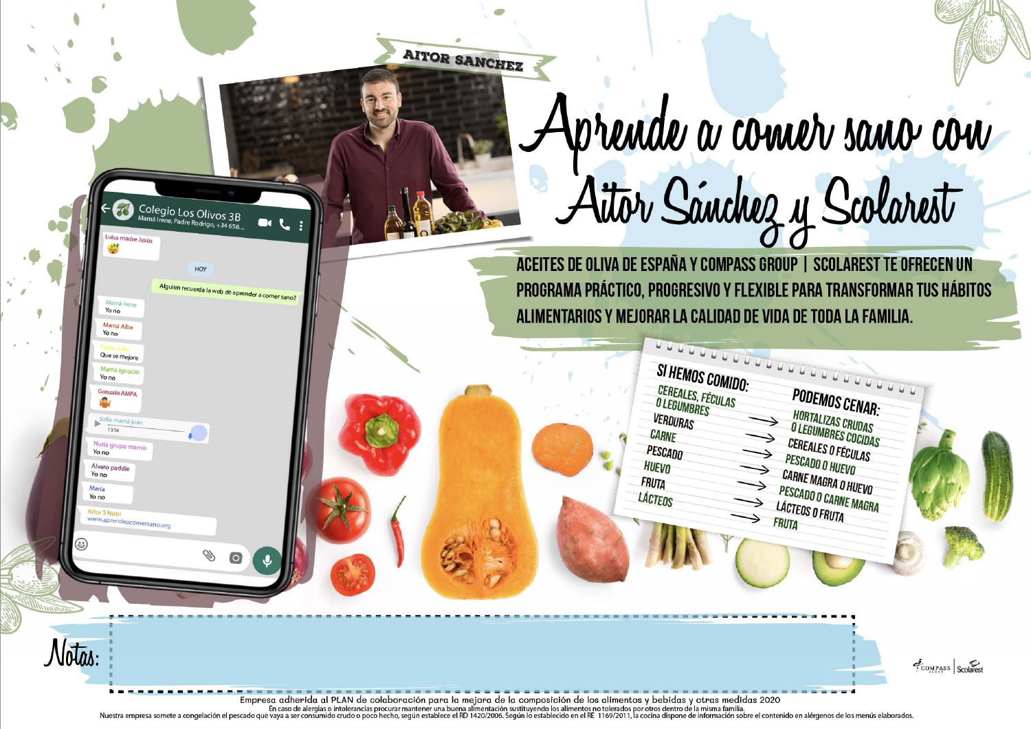AITOR SANCHEZ

# Aprende a comer sano con Aitor Sánchez y Scolarest

**ACEITES DE OLIVA DE ESPAÑA Y COMPASS GROUP | SCOLAREST TE OFRECEN UN PROGRAMA PRÁCTICO, PROGRESIVO Y FLEXIBLE PARA TRANSFORMAR TUS HÁBITOS ALIMENTARIOS Y MEJORAR LA CALIDAD DE VIDA DE TODA LA FAMILIA.**

Colegio Los Olivos 3B
Mamá Irene, Padre Rodrigo, +34 658...

Luisa madre Jesús

HOY

Alguien recuerda la web de aprender a comer sano?

Mamá Irene
Yo no

Mamá Alba
Yo no

Papá Julia
Que se mejore

Mamá Ignacio
Yo no

Gonzalo AMPA

Sofía mamá Juan
13:54

Nuria grupo mamis
Yo no

Álvaro paddle
Yo no

María
Yo no

Aitor S Nutri
www.aprendeacomersano.org

| SI HEMOS COMIDO: | | PODEMOS CENAR: |
|---|---|---|
| CEREALES, FÉCULAS O LEGUMBRES | → | HORTALIZAS CRUDAS O LEGUMBRES COCIDAS |
| VERDURAS | → | CEREALES O FÉCULAS |
| CARNE | → | PESCADO O HUEVO |
| PESCADO | → | CARNE MAGRA O HUEVO |
| HUEVO | → | PESCADO O CARNE MAGRA |
| FRUTA | → | LÁCTEOS O FRUTA |
| LÁCTEOS | → | FRUTA |

Notas:

COMPASS GROUP | Scolarest

Empresa adherida al PLAN de colaboración para la mejora de la composición de los alimentos y bebidas y otras medidas 2020

En caso de alergias o intolerancias procurar mantener una buena alimentación sustituyendo los alimentos no tolerados por otros dentro de la misma familia.

Nuestra empresa somete a congelación el pescado que vaya a ser consumido crudo o poco hecho, según establece el RD 1420/2006. Según lo establecido en el RE 1169/2011, la cocina dispone de información sobre el contenido en alérgenos de los menús elaborados.